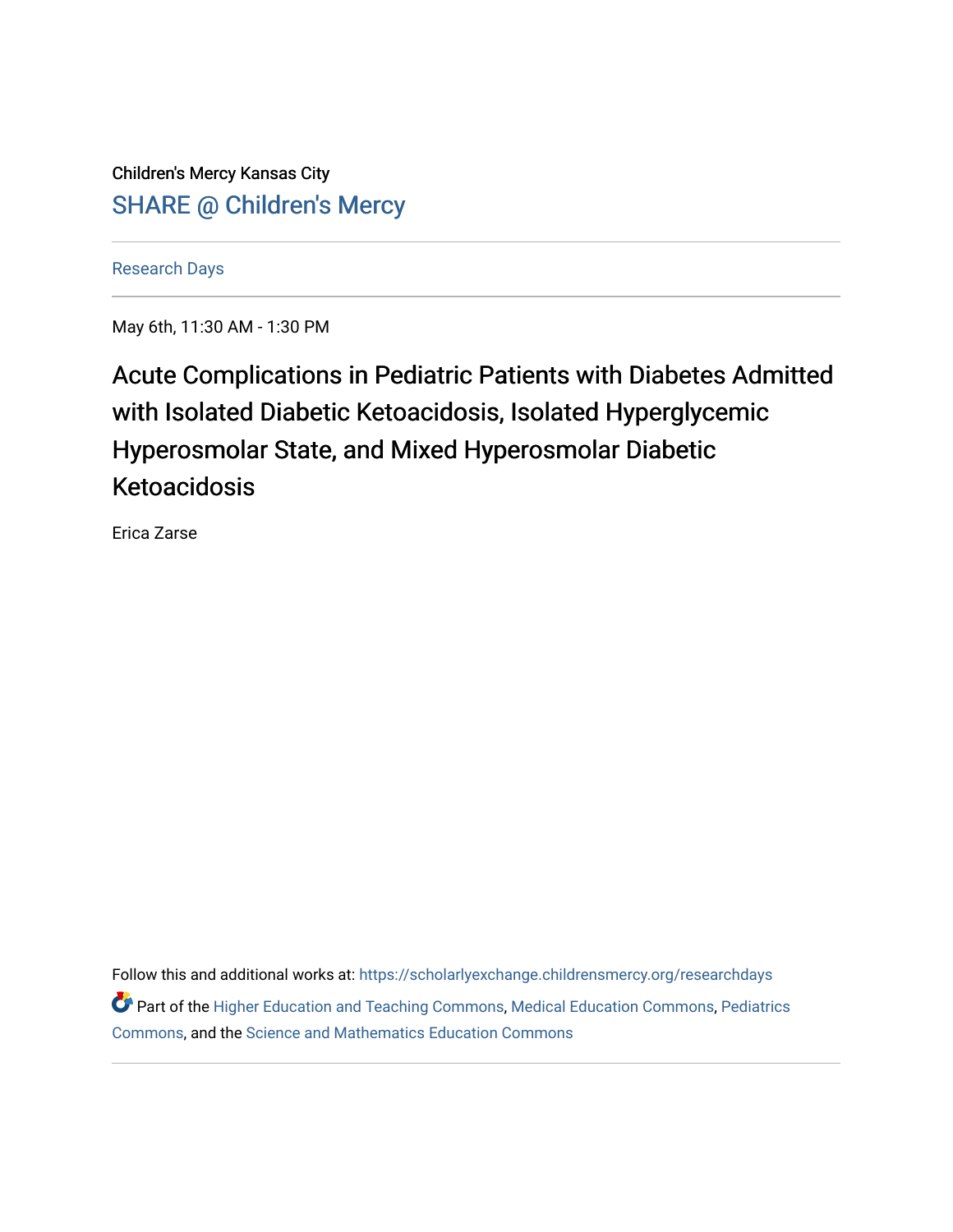Children's Mercy Kansas City

SHARE @ Children's Mercy

Research Days

May 6th, 11:30 AM - 1:30 PM

# Acute Complications in Pediatric Patients with Diabetes Admitted with Isolated Diabetic Ketoacidosis, Isolated Hyperglycemic Hyperosmolar State, and Mixed Hyperosmolar Diabetic Ketoacidosis

Erica Zarse

Follow this and additional works at: https://scholarlyexchange.childrensmercy.org/researchdays

Part of the Higher Education and Teaching Commons, Medical Education Commons, Pediatrics Commons, and the Science and Mathematics Education Commons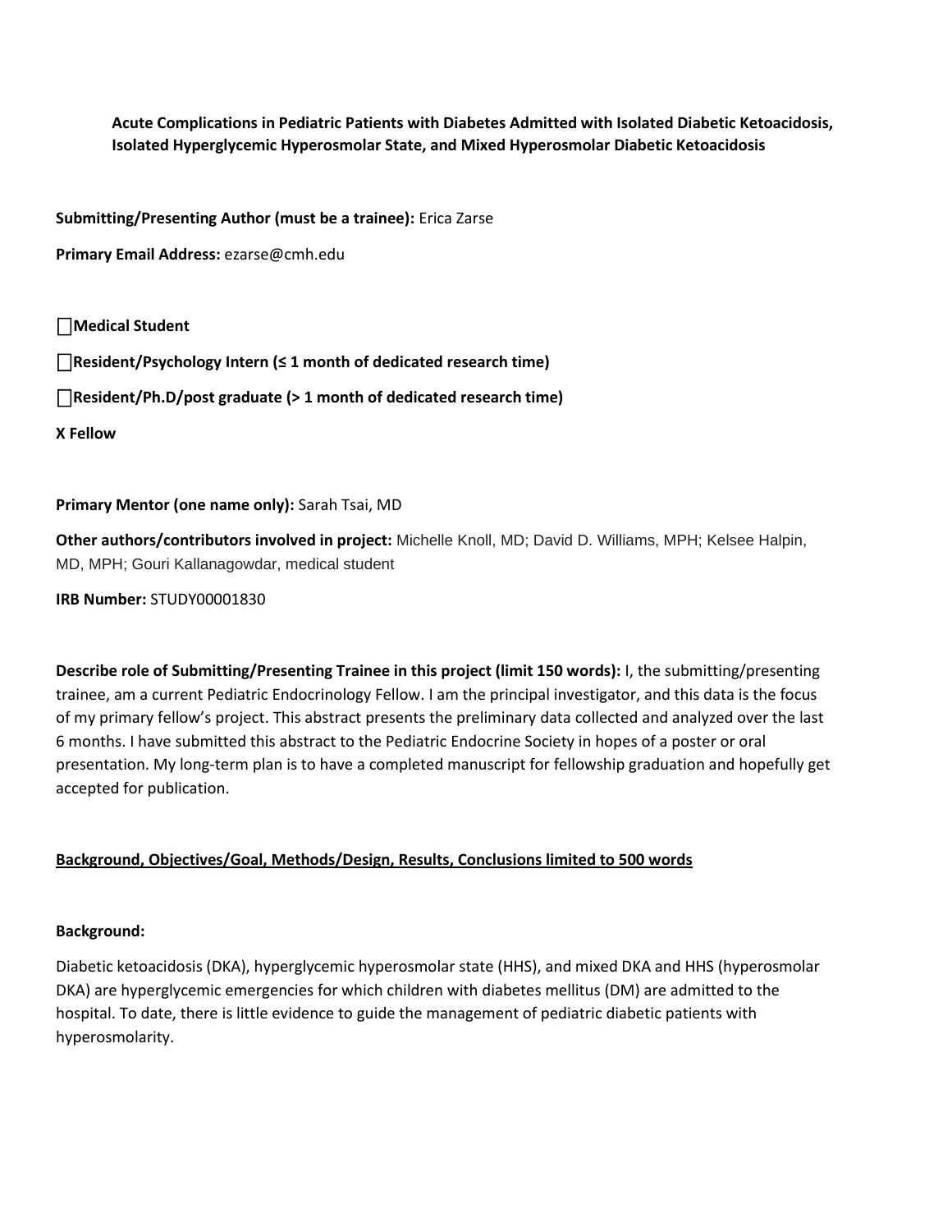**Acute Complications in Pediatric Patients with Diabetes Admitted with Isolated Diabetic Ketoacidosis, Isolated Hyperglycemic Hyperosmolar State, and Mixed Hyperosmolar Diabetic Ketoacidosis**

**Submitting/Presenting Author (must be a trainee):** Erica Zarse

**Primary Email Address:** ezarse@cmh.edu

☐ **Medical Student**

☐ **Resident/Psychology Intern (≤ 1 month of dedicated research time)**

☐ **Resident/Ph.D/post graduate (> 1 month of dedicated research time)**

**X Fellow**

**Primary Mentor (one name only):** Sarah Tsai, MD

**Other authors/contributors involved in project:** Michelle Knoll, MD; David D. Williams, MPH; Kelsee Halpin, MD, MPH; Gouri Kallanagowdar, medical student

**IRB Number:** STUDY00001830

**Describe role of Submitting/Presenting Trainee in this project (limit 150 words):** I, the submitting/presenting trainee, am a current Pediatric Endocrinology Fellow. I am the principal investigator, and this data is the focus of my primary fellow's project. This abstract presents the preliminary data collected and analyzed over the last 6 months. I have submitted this abstract to the Pediatric Endocrine Society in hopes of a poster or oral presentation. My long-term plan is to have a completed manuscript for fellowship graduation and hopefully get accepted for publication.

**Background, Objectives/Goal, Methods/Design, Results, Conclusions limited to 500 words**

**Background:**

Diabetic ketoacidosis (DKA), hyperglycemic hyperosmolar state (HHS), and mixed DKA and HHS (hyperosmolar DKA) are hyperglycemic emergencies for which children with diabetes mellitus (DM) are admitted to the hospital. To date, there is little evidence to guide the management of pediatric diabetic patients with hyperosmolarity.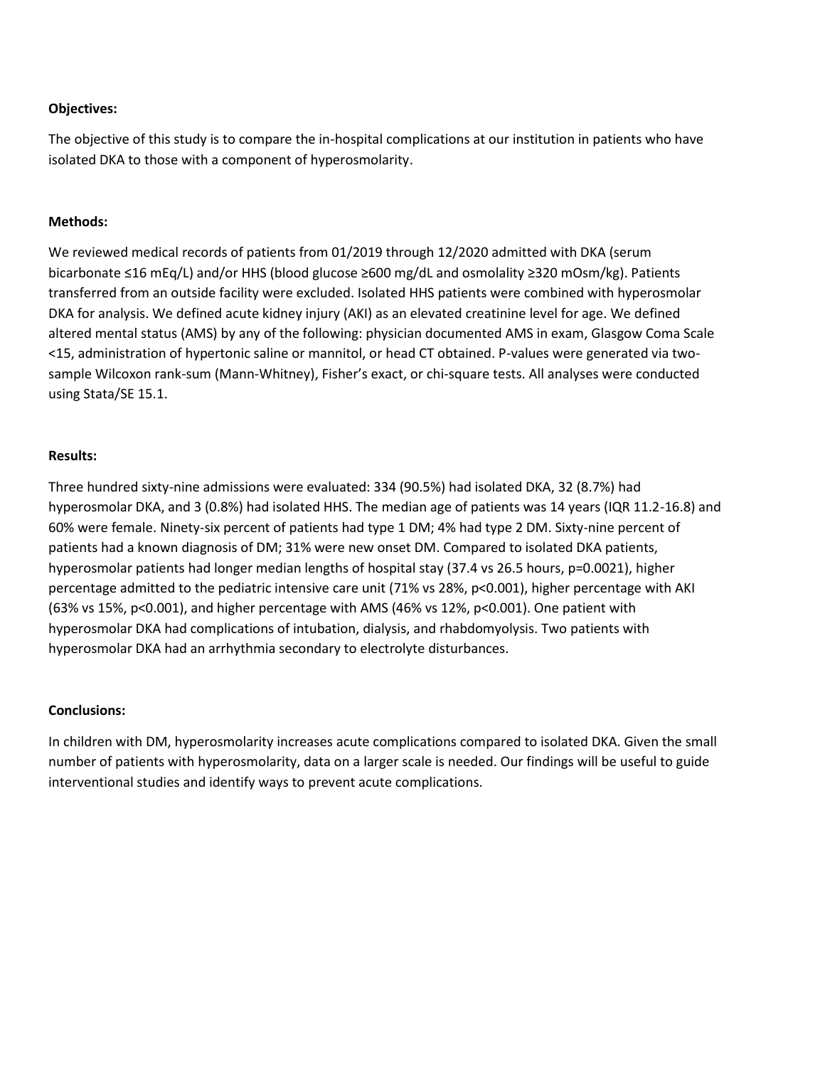**Objectives:**

The objective of this study is to compare the in-hospital complications at our institution in patients who have isolated DKA to those with a component of hyperosmolarity.

**Methods:**

We reviewed medical records of patients from 01/2019 through 12/2020 admitted with DKA (serum bicarbonate ≤16 mEq/L) and/or HHS (blood glucose ≥600 mg/dL and osmolality ≥320 mOsm/kg). Patients transferred from an outside facility were excluded. Isolated HHS patients were combined with hyperosmolar DKA for analysis. We defined acute kidney injury (AKI) as an elevated creatinine level for age. We defined altered mental status (AMS) by any of the following: physician documented AMS in exam, Glasgow Coma Scale <15, administration of hypertonic saline or mannitol, or head CT obtained. P-values were generated via two-sample Wilcoxon rank-sum (Mann-Whitney), Fisher's exact, or chi-square tests. All analyses were conducted using Stata/SE 15.1.

**Results:**

Three hundred sixty-nine admissions were evaluated: 334 (90.5%) had isolated DKA, 32 (8.7%) had hyperosmolar DKA, and 3 (0.8%) had isolated HHS. The median age of patients was 14 years (IQR 11.2-16.8) and 60% were female. Ninety-six percent of patients had type 1 DM; 4% had type 2 DM. Sixty-nine percent of patients had a known diagnosis of DM; 31% were new onset DM. Compared to isolated DKA patients, hyperosmolar patients had longer median lengths of hospital stay (37.4 vs 26.5 hours, $p=0.0021$), higher percentage admitted to the pediatric intensive care unit (71% vs 28%, $p<0.001$), higher percentage with AKI (63% vs 15%, $p<0.001$), and higher percentage with AMS (46% vs 12%, $p<0.001$). One patient with hyperosmolar DKA had complications of intubation, dialysis, and rhabdomyolysis. Two patients with hyperosmolar DKA had an arrhythmia secondary to electrolyte disturbances.

**Conclusions:**

In children with DM, hyperosmolarity increases acute complications compared to isolated DKA. Given the small number of patients with hyperosmolarity, data on a larger scale is needed. Our findings will be useful to guide interventional studies and identify ways to prevent acute complications.